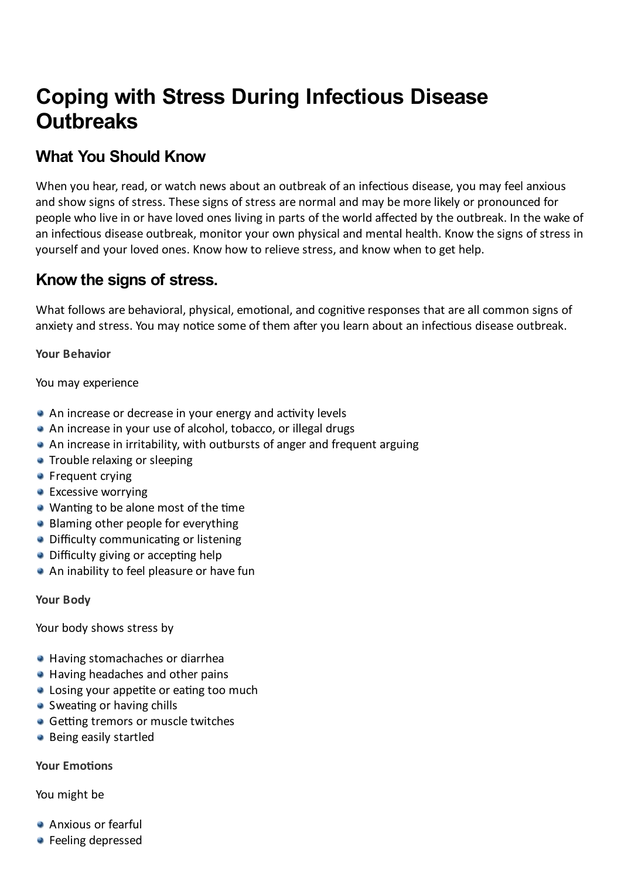# Coping with Stress During Infectious Disease Outbreaks

## What You Should Know

When you hear, read, or watch news about an outbreak of an infectious disease, you may feel anxious and show signs of stress. These signs of stress are normal and may be more likely or pronounced for people who live in or have loved ones living in parts of the world affected by the outbreak. In the wake of an infectious disease outbreak, monitor your own physical and mental health. Know the signs of stress in yourself and your loved ones. Know how to relieve stress, and know when to get help.

## Know the signs of stress.

What follows are behavioral, physical, emotional, and cognitive responses that are all common signs of anxiety and stress. You may notice some of them after you learn about an infectious disease outbreak.

**Your Behavior**

You may experience

- An increase or decrease in your energy and activity levels
- An increase in your use of alcohol, tobacco, or illegal drugs
- An increase in irritability, with outbursts of anger and frequent arguing
- Trouble relaxing or sleeping
- Frequent crying
- Excessive worrying
- Wanting to be alone most of the time
- Blaming other people for everything
- Difficulty communicating or listening
- Difficulty giving or accepting help
- An inability to feel pleasure or have fun

**Your Body**

Your body shows stress by

- Having stomachaches or diarrhea
- Having headaches and other pains
- Losing your appetite or eating too much
- Sweating or having chills
- Getting tremors or muscle twitches
- Being easily startled

**Your Emotions**

You might be

- Anxious or fearful
- Feeling depressed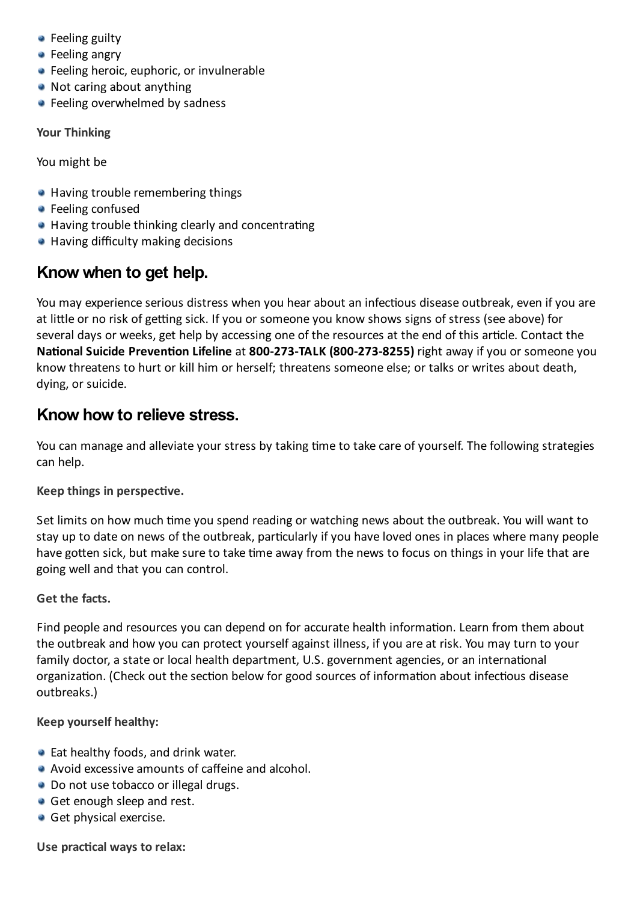- Feeling guilty
- Feeling angry
- Feeling heroic, euphoric, or invulnerable
- Not caring about anything
- Feeling overwhelmed by sadness

**Your Thinking**

You might be

- Having trouble remembering things
- Feeling confused
- Having trouble thinking clearly and concentrating
- Having difficulty making decisions

## Know when to get help.

You may experience serious distress when you hear about an infectious disease outbreak, even if you are at little or no risk of getting sick. If you or someone you know shows signs of stress (see above) for several days or weeks, get help by accessing one of the resources at the end of this article. Contact the **National Suicide Prevention Lifeline** at **800-273-TALK (800-273-8255)** right away if you or someone you know threatens to hurt or kill him or herself; threatens someone else; or talks or writes about death, dying, or suicide.

## Know how to relieve stress.

You can manage and alleviate your stress by taking time to take care of yourself. The following strategies can help.

**Keep things in perspective.**

Set limits on how much time you spend reading or watching news about the outbreak. You will want to stay up to date on news of the outbreak, particularly if you have loved ones in places where many people have gotten sick, but make sure to take time away from the news to focus on things in your life that are going well and that you can control.

**Get the facts.**

Find people and resources you can depend on for accurate health information. Learn from them about the outbreak and how you can protect yourself against illness, if you are at risk. You may turn to your family doctor, a state or local health department, U.S. government agencies, or an international organization. (Check out the section below for good sources of information about infectious disease outbreaks.)

**Keep yourself healthy:**

- Eat healthy foods, and drink water.
- Avoid excessive amounts of caffeine and alcohol.
- Do not use tobacco or illegal drugs.
- Get enough sleep and rest.
- Get physical exercise.

**Use practical ways to relax:**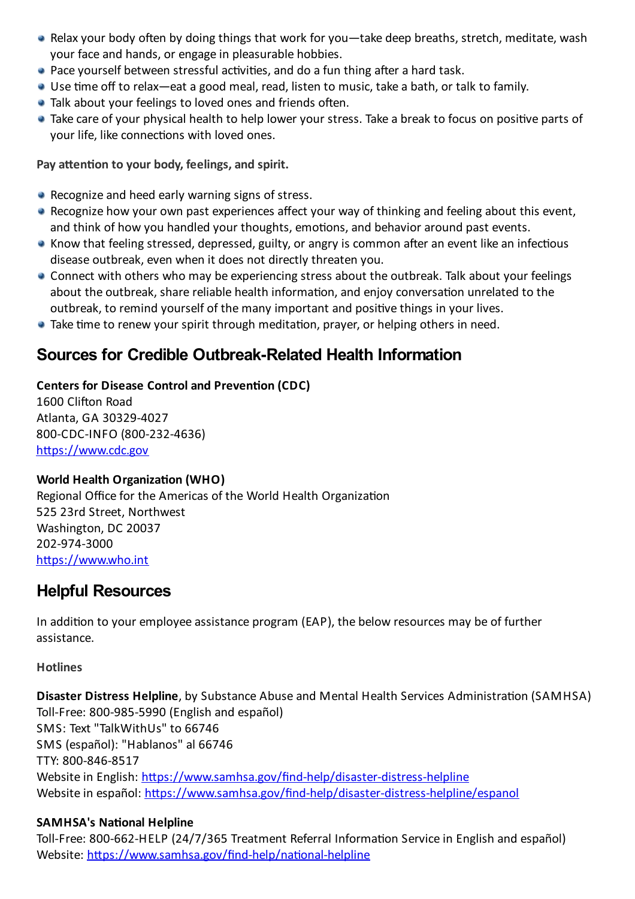- Relax your body often by doing things that work for you—take deep breaths, stretch, meditate, wash your face and hands, or engage in pleasurable hobbies.
- Pace yourself between stressful activities, and do a fun thing after a hard task.
- Use time off to relax—eat a good meal, read, listen to music, take a bath, or talk to family.
- Talk about your feelings to loved ones and friends often.
- Take care of your physical health to help lower your stress. Take a break to focus on positive parts of your life, like connections with loved ones.

**Pay attention to your body, feelings, and spirit.**

- Recognize and heed early warning signs of stress.
- Recognize how your own past experiences affect your way of thinking and feeling about this event, and think of how you handled your thoughts, emotions, and behavior around past events.
- Know that feeling stressed, depressed, guilty, or angry is common after an event like an infectious disease outbreak, even when it does not directly threaten you.
- Connect with others who may be experiencing stress about the outbreak. Talk about your feelings about the outbreak, share reliable health information, and enjoy conversation unrelated to the outbreak, to remind yourself of the many important and positive things in your lives.
- Take time to renew your spirit through meditation, prayer, or helping others in need.

## Sources for Credible Outbreak-Related Health Information

**Centers for Disease Control and Prevention (CDC)**
1600 Clifton Road
Atlanta, GA 30329-4027
800-CDC-INFO (800-232-4636)
https://www.cdc.gov

**World Health Organization (WHO)**
Regional Office for the Americas of the World Health Organization
525 23rd Street, Northwest
Washington, DC 20037
202-974-3000
https://www.who.int

## Helpful Resources

In addition to your employee assistance program (EAP), the below resources may be of further assistance.

**Hotlines**

**Disaster Distress Helpline**, by Substance Abuse and Mental Health Services Administration (SAMHSA)
Toll-Free: 800-985-5990 (English and español)
SMS: Text "TalkWithUs" to 66746
SMS (español): "Hablanos" al 66746
TTY: 800-846-8517
Website in English: https://www.samhsa.gov/find-help/disaster-distress-helpline
Website in español: https://www.samhsa.gov/find-help/disaster-distress-helpline/espanol

**SAMHSA's National Helpline**
Toll-Free: 800-662-HELP (24/7/365 Treatment Referral Information Service in English and español)
Website: https://www.samhsa.gov/find-help/national-helpline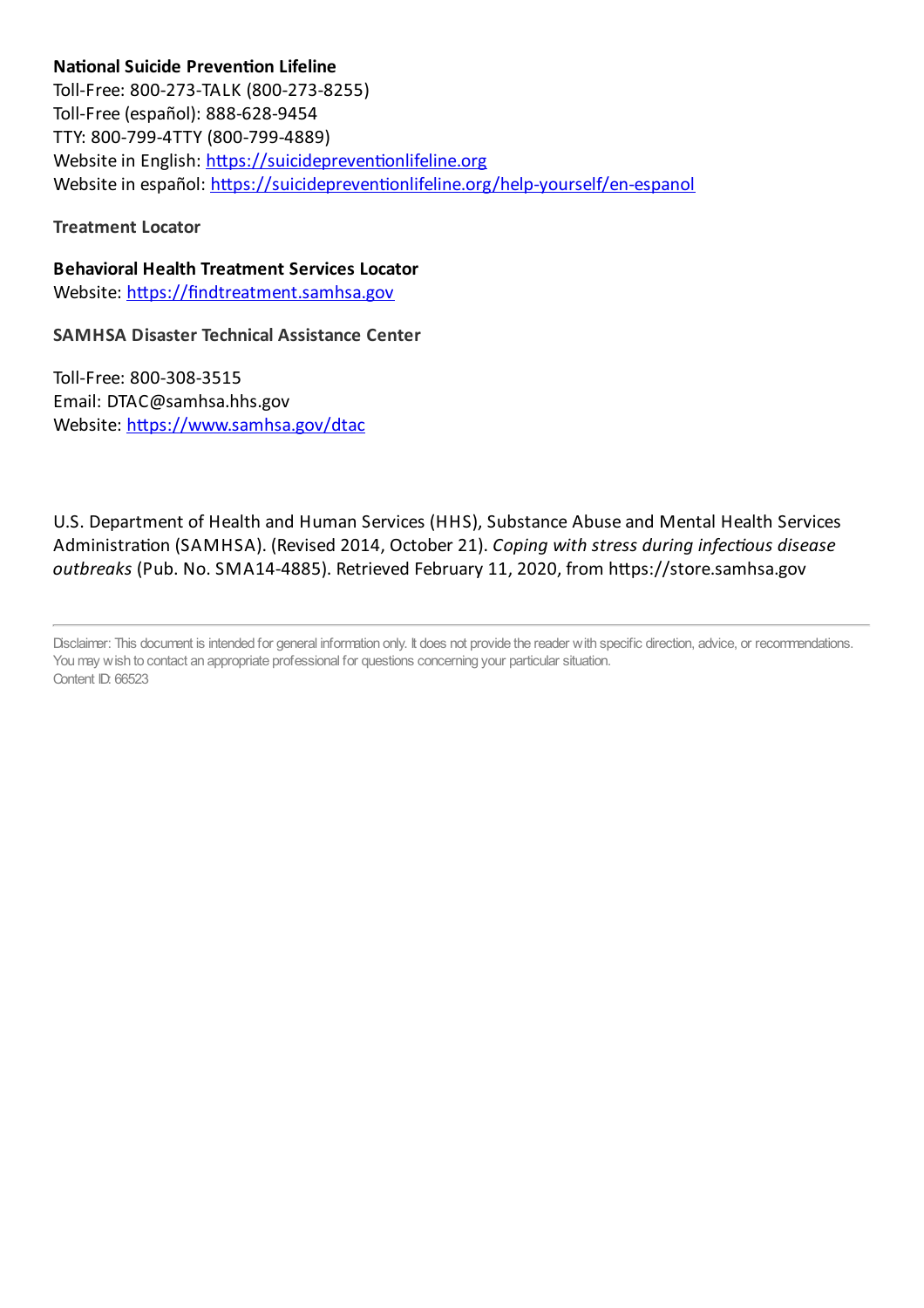**National Suicide Prevention Lifeline**
Toll-Free: 800-273-TALK (800-273-8255)
Toll-Free (español): 888-628-9454
TTY: 800-799-4TTY (800-799-4889)
Website in English: https://suicidepreventionlifeline.org
Website in español: https://suicidepreventionlifeline.org/help-yourself/en-espanol

**Treatment Locator**

**Behavioral Health Treatment Services Locator**
Website: https://findtreatment.samhsa.gov

**SAMHSA Disaster Technical Assistance Center**

Toll-Free: 800-308-3515
Email: DTAC@samhsa.hhs.gov
Website: https://www.samhsa.gov/dtac

U.S. Department of Health and Human Services (HHS), Substance Abuse and Mental Health Services Administration (SAMHSA). (Revised 2014, October 21). *Coping with stress during infectious disease outbreaks* (Pub. No. SMA14-4885). Retrieved February 11, 2020, from https://store.samhsa.gov

---

Disclaimer: This document is intended for general information only. It does not provide the reader with specific direction, advice, or recommendations. You may wish to contact an appropriate professional for questions concerning your particular situation.
Content ID: 66523